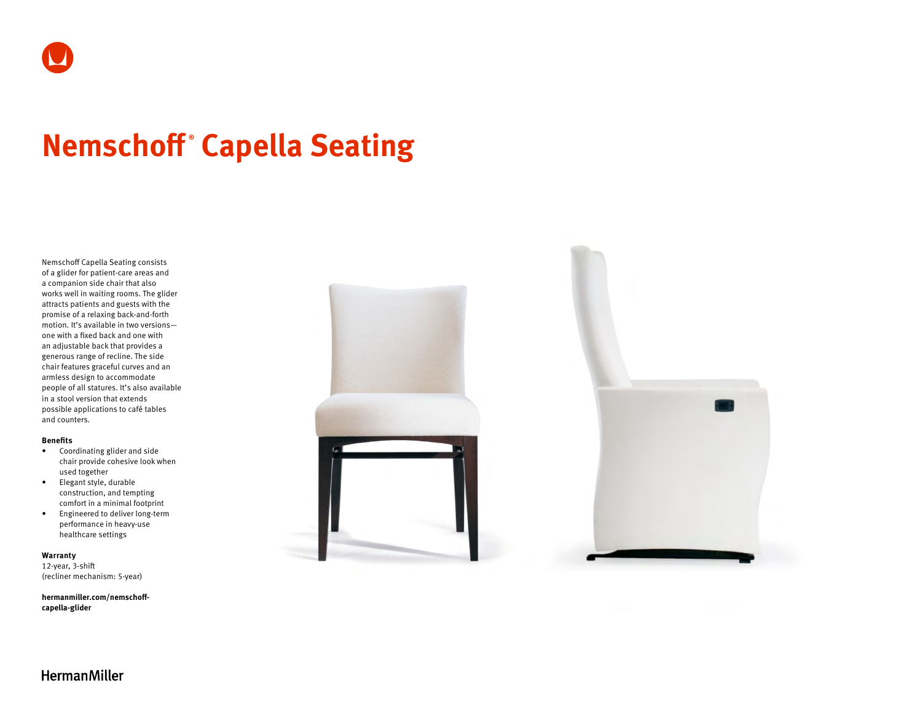# Nemschoff® Capella Seating

Nemschoff Capella Seating consists of a glider for patient-care areas and a companion side chair that also works well in waiting rooms. The glider attracts patients and guests with the promise of a relaxing back-and-forth motion. It's available in two versions—one with a fixed back and one with an adjustable back that provides a generous range of recline. The side chair features graceful curves and an armless design to accommodate people of all statures. It's also available in a stool version that extends possible applications to café tables and counters.

**Benefits**

- Coordinating glider and side chair provide cohesive look when used together
- Elegant style, durable construction, and tempting comfort in a minimal footprint
- Engineered to deliver long-term performance in heavy-use healthcare settings

**Warranty**

12-year, 3-shift
(recliner mechanism: 5-year)

**hermanmiller.com/nemschoff-capella-glider**

HermanMiller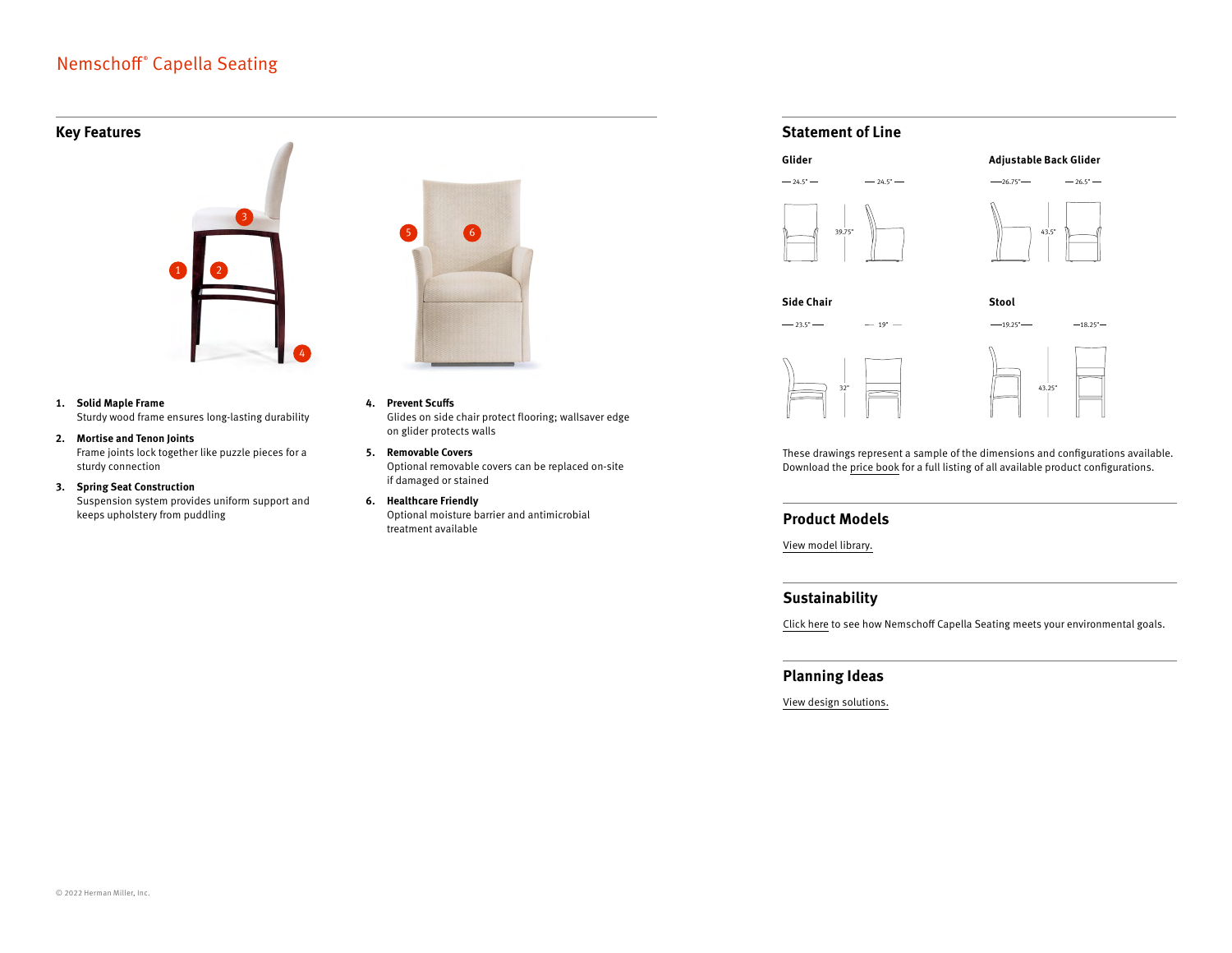# Nemschoff® Capella Seating

## Key Features

1. **Solid Maple Frame**
   Sturdy wood frame ensures long-lasting durability
2. **Mortise and Tenon Joints**
   Frame joints lock together like puzzle pieces for a sturdy connection
3. **Spring Seat Construction**
   Suspension system provides uniform support and keeps upholstery from puddling
4. **Prevent Scuffs**
   Glides on side chair protect flooring; wallsaver edge on glider protects walls
5. **Removable Covers**
   Optional removable covers can be replaced on-site if damaged or stained
6. **Healthcare Friendly**
   Optional moisture barrier and antimicrobial treatment available

## Statement of Line

**Glider**

24.5"
24.5"
39.75"

**Adjustable Back Glider**

26.75"
26.5"
43.5"

**Side Chair**

23.5"
19"
32"

**Stool**

19.25"
18.25"
43.25"

These drawings represent a sample of the dimensions and configurations available. Download the price book for a full listing of all available product configurations.

## Product Models

View model library.

## Sustainability

Click here to see how Nemschoff Capella Seating meets your environmental goals.

## Planning Ideas

View design solutions.

© 2022 Herman Miller, Inc.